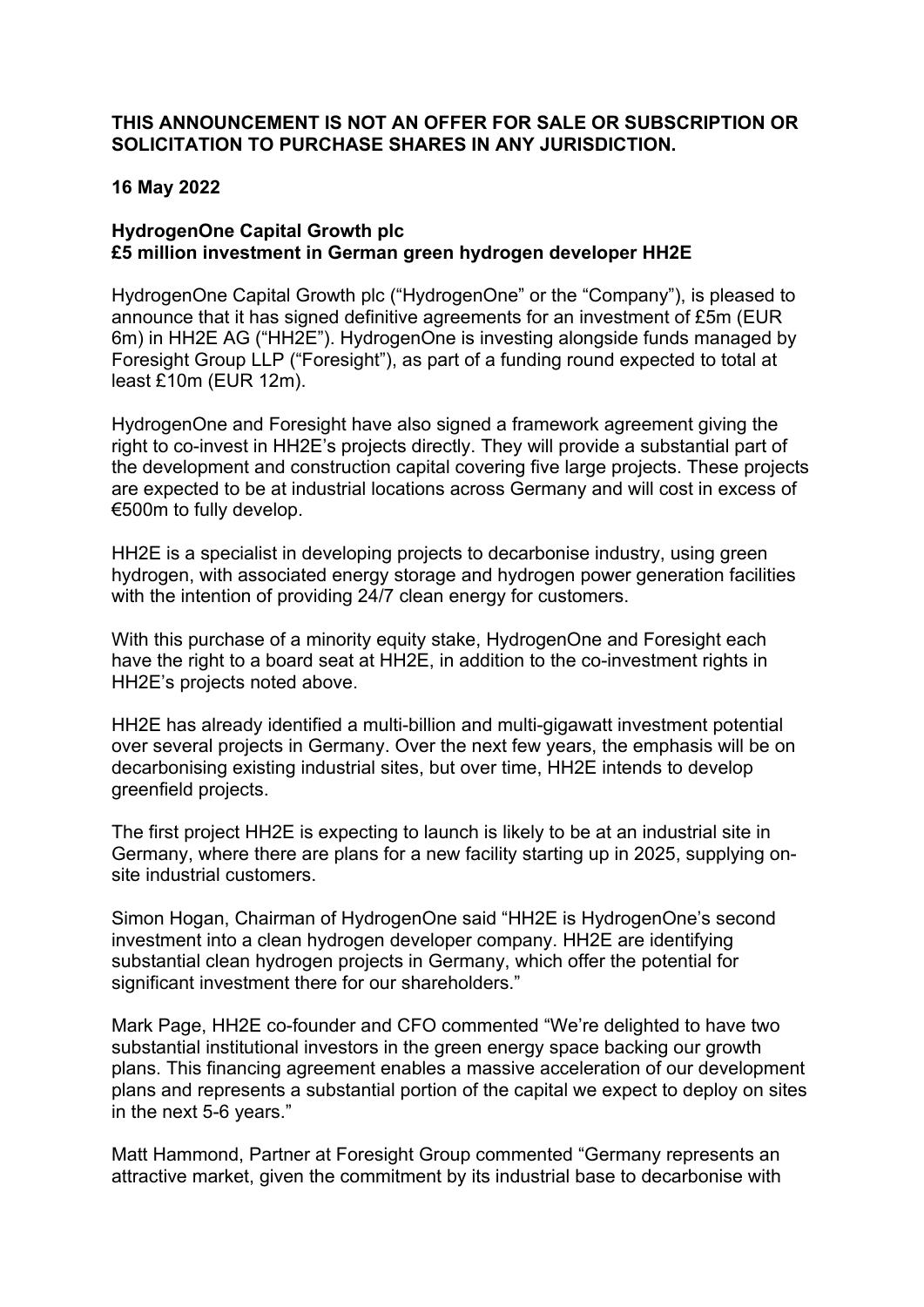**THIS ANNOUNCEMENT IS NOT AN OFFER FOR SALE OR SUBSCRIPTION OR SOLICITATION TO PURCHASE SHARES IN ANY JURISDICTION.**

**16 May 2022**

**HydrogenOne Capital Growth plc**
**£5 million investment in German green hydrogen developer HH2E**

HydrogenOne Capital Growth plc ("HydrogenOne" or the "Company"), is pleased to announce that it has signed definitive agreements for an investment of £5m (EUR 6m) in HH2E AG ("HH2E"). HydrogenOne is investing alongside funds managed by Foresight Group LLP ("Foresight"), as part of a funding round expected to total at least £10m (EUR 12m).

HydrogenOne and Foresight have also signed a framework agreement giving the right to co-invest in HH2E's projects directly. They will provide a substantial part of the development and construction capital covering five large projects. These projects are expected to be at industrial locations across Germany and will cost in excess of €500m to fully develop.

HH2E is a specialist in developing projects to decarbonise industry, using green hydrogen, with associated energy storage and hydrogen power generation facilities with the intention of providing 24/7 clean energy for customers.

With this purchase of a minority equity stake, HydrogenOne and Foresight each have the right to a board seat at HH2E, in addition to the co-investment rights in HH2E's projects noted above.

HH2E has already identified a multi-billion and multi-gigawatt investment potential over several projects in Germany. Over the next few years, the emphasis will be on decarbonising existing industrial sites, but over time, HH2E intends to develop greenfield projects.

The first project HH2E is expecting to launch is likely to be at an industrial site in Germany, where there are plans for a new facility starting up in 2025, supplying on-site industrial customers.

Simon Hogan, Chairman of HydrogenOne said "HH2E is HydrogenOne's second investment into a clean hydrogen developer company. HH2E are identifying substantial clean hydrogen projects in Germany, which offer the potential for significant investment there for our shareholders."

Mark Page, HH2E co-founder and CFO commented "We're delighted to have two substantial institutional investors in the green energy space backing our growth plans. This financing agreement enables a massive acceleration of our development plans and represents a substantial portion of the capital we expect to deploy on sites in the next 5-6 years."

Matt Hammond, Partner at Foresight Group commented "Germany represents an attractive market, given the commitment by its industrial base to decarbonise with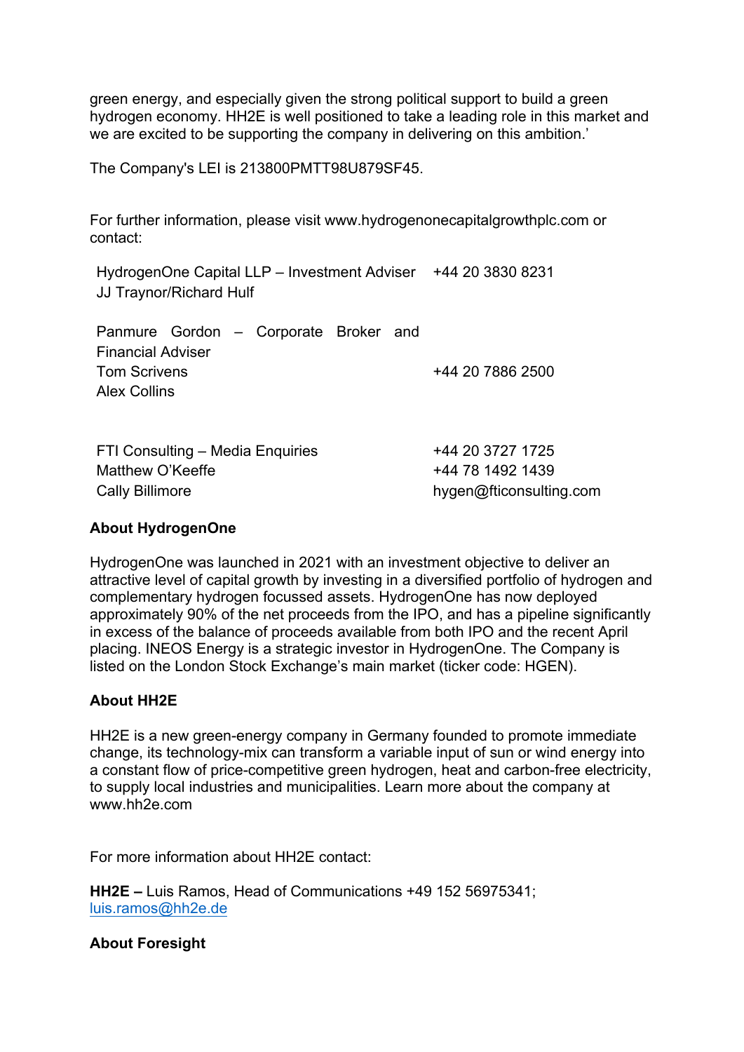green energy, and especially given the strong political support to build a green hydrogen economy. HH2E is well positioned to take a leading role in this market and we are excited to be supporting the company in delivering on this ambition.'

The Company's LEI is 213800PMTT98U879SF45.

For further information, please visit www.hydrogenonecapitalgrowthplc.com or contact:

| | |
|---|---|
| HydrogenOne Capital LLP – Investment Adviser<br>JJ Traynor/Richard Hulf | +44 20 3830 8231 |
| Panmure Gordon – Corporate Broker and Financial Adviser<br>Tom Scrivens<br>Alex Collins | +44 20 7886 2500 |
| FTI Consulting – Media Enquiries<br>Matthew O'Keeffe<br>Cally Billimore | +44 20 3727 1725<br>+44 78 1492 1439<br>hygen@fticonsulting.com |

**About HydrogenOne**

HydrogenOne was launched in 2021 with an investment objective to deliver an attractive level of capital growth by investing in a diversified portfolio of hydrogen and complementary hydrogen focussed assets. HydrogenOne has now deployed approximately 90% of the net proceeds from the IPO, and has a pipeline significantly in excess of the balance of proceeds available from both IPO and the recent April placing. INEOS Energy is a strategic investor in HydrogenOne. The Company is listed on the London Stock Exchange's main market (ticker code: HGEN).

**About HH2E**

HH2E is a new green-energy company in Germany founded to promote immediate change, its technology-mix can transform a variable input of sun or wind energy into a constant flow of price-competitive green hydrogen, heat and carbon-free electricity, to supply local industries and municipalities. Learn more about the company at www.hh2e.com

For more information about HH2E contact:

**HH2E –** Luis Ramos, Head of Communications +49 152 56975341; luis.ramos@hh2e.de

**About Foresight**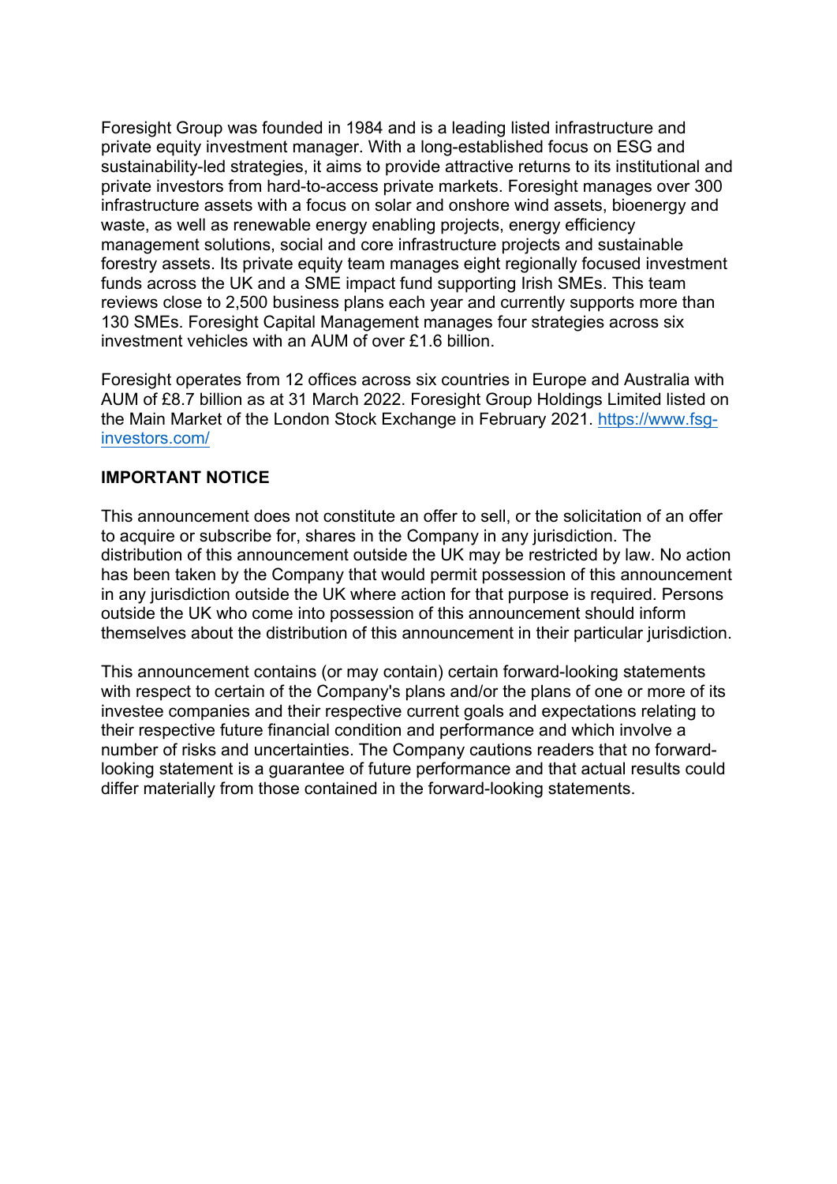Foresight Group was founded in 1984 and is a leading listed infrastructure and private equity investment manager. With a long-established focus on ESG and sustainability-led strategies, it aims to provide attractive returns to its institutional and private investors from hard-to-access private markets. Foresight manages over 300 infrastructure assets with a focus on solar and onshore wind assets, bioenergy and waste, as well as renewable energy enabling projects, energy efficiency management solutions, social and core infrastructure projects and sustainable forestry assets. Its private equity team manages eight regionally focused investment funds across the UK and a SME impact fund supporting Irish SMEs. This team reviews close to 2,500 business plans each year and currently supports more than 130 SMEs. Foresight Capital Management manages four strategies across six investment vehicles with an AUM of over £1.6 billion.

Foresight operates from 12 offices across six countries in Europe and Australia with AUM of £8.7 billion as at 31 March 2022. Foresight Group Holdings Limited listed on the Main Market of the London Stock Exchange in February 2021. [https://www.fsg-investors.com/](https://www.fsg-investors.com/)

**IMPORTANT NOTICE**

This announcement does not constitute an offer to sell, or the solicitation of an offer to acquire or subscribe for, shares in the Company in any jurisdiction. The distribution of this announcement outside the UK may be restricted by law. No action has been taken by the Company that would permit possession of this announcement in any jurisdiction outside the UK where action for that purpose is required. Persons outside the UK who come into possession of this announcement should inform themselves about the distribution of this announcement in their particular jurisdiction.

This announcement contains (or may contain) certain forward-looking statements with respect to certain of the Company's plans and/or the plans of one or more of its investee companies and their respective current goals and expectations relating to their respective future financial condition and performance and which involve a number of risks and uncertainties. The Company cautions readers that no forward-looking statement is a guarantee of future performance and that actual results could differ materially from those contained in the forward-looking statements.